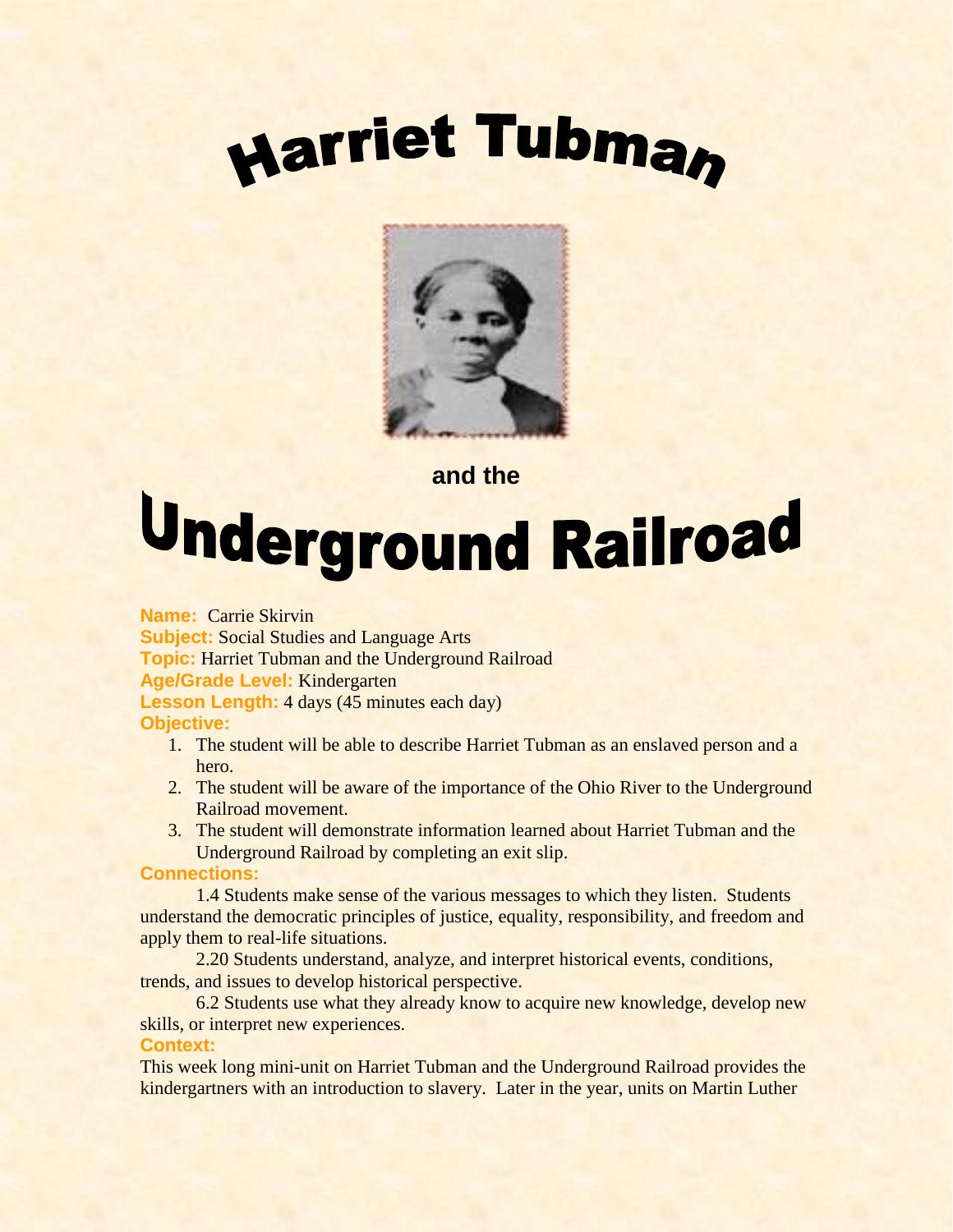# Harriet Tubman

**and the**

# Underground Railroad

**Name:** Carrie Skirvin
**Subject:** Social Studies and Language Arts
**Topic:** Harriet Tubman and the Underground Railroad
**Age/Grade Level:** Kindergarten
**Lesson Length:** 4 days (45 minutes each day)

**Objective:**

1. The student will be able to describe Harriet Tubman as an enslaved person and a hero.
2. The student will be aware of the importance of the Ohio River to the Underground Railroad movement.
3. The student will demonstrate information learned about Harriet Tubman and the Underground Railroad by completing an exit slip.

**Connections:**

1.4 Students make sense of the various messages to which they listen. Students understand the democratic principles of justice, equality, responsibility, and freedom and apply them to real-life situations.

2.20 Students understand, analyze, and interpret historical events, conditions, trends, and issues to develop historical perspective.

6.2 Students use what they already know to acquire new knowledge, develop new skills, or interpret new experiences.

**Context:**

This week long mini-unit on Harriet Tubman and the Underground Railroad provides the kindergartners with an introduction to slavery. Later in the year, units on Martin Luther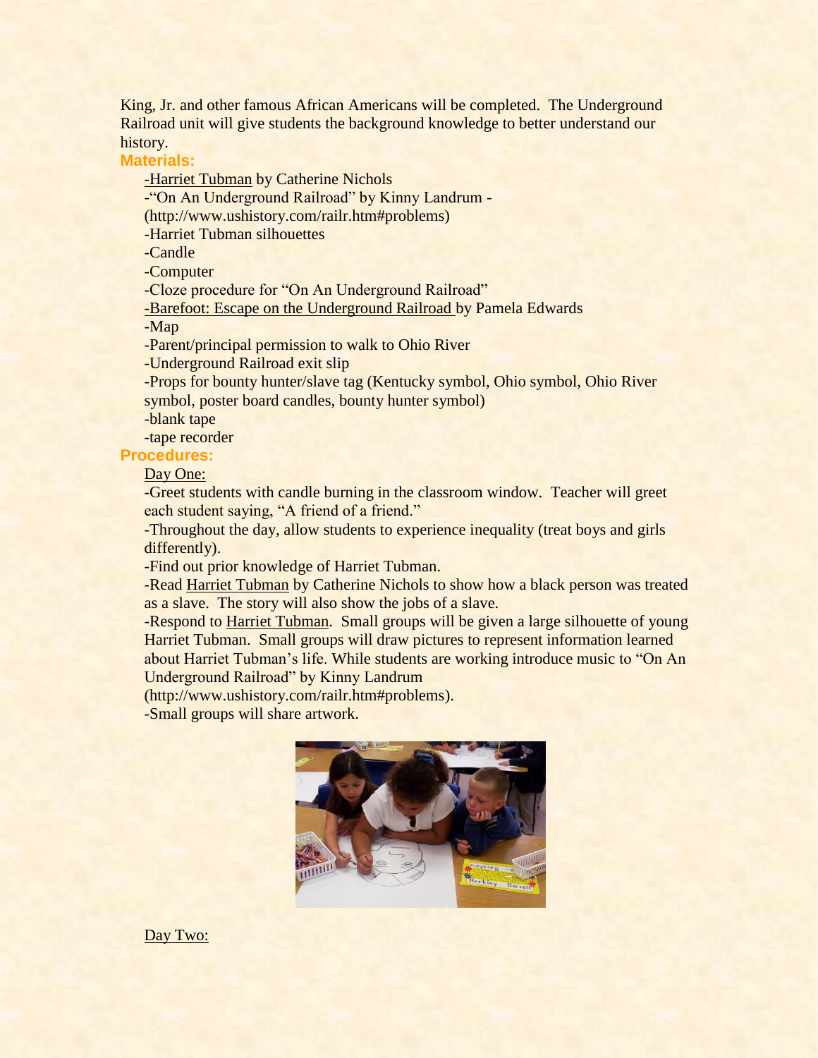King, Jr. and other famous African Americans will be completed. The Underground Railroad unit will give students the background knowledge to better understand our history.

**Materials:**

- Harriet Tubman by Catherine Nichols
- "On An Underground Railroad" by Kinny Landrum - (http://www.ushistory.com/railr.htm#problems)
- Harriet Tubman silhouettes
- Candle
- Computer
- Cloze procedure for "On An Underground Railroad"
- Barefoot: Escape on the Underground Railroad by Pamela Edwards
- Map
- Parent/principal permission to walk to Ohio River
- Underground Railroad exit slip
- Props for bounty hunter/slave tag (Kentucky symbol, Ohio symbol, Ohio River symbol, poster board candles, bounty hunter symbol)
- blank tape
- tape recorder

**Procedures:**

Day One:

- Greet students with candle burning in the classroom window. Teacher will greet each student saying, "A friend of a friend."
- Throughout the day, allow students to experience inequality (treat boys and girls differently).
- Find out prior knowledge of Harriet Tubman.
- Read Harriet Tubman by Catherine Nichols to show how a black person was treated as a slave. The story will also show the jobs of a slave.
- Respond to Harriet Tubman. Small groups will be given a large silhouette of young Harriet Tubman. Small groups will draw pictures to represent information learned about Harriet Tubman's life. While students are working introduce music to "On An Underground Railroad" by Kinny Landrum (http://www.ushistory.com/railr.htm#problems).
- Small groups will share artwork.

Day Two: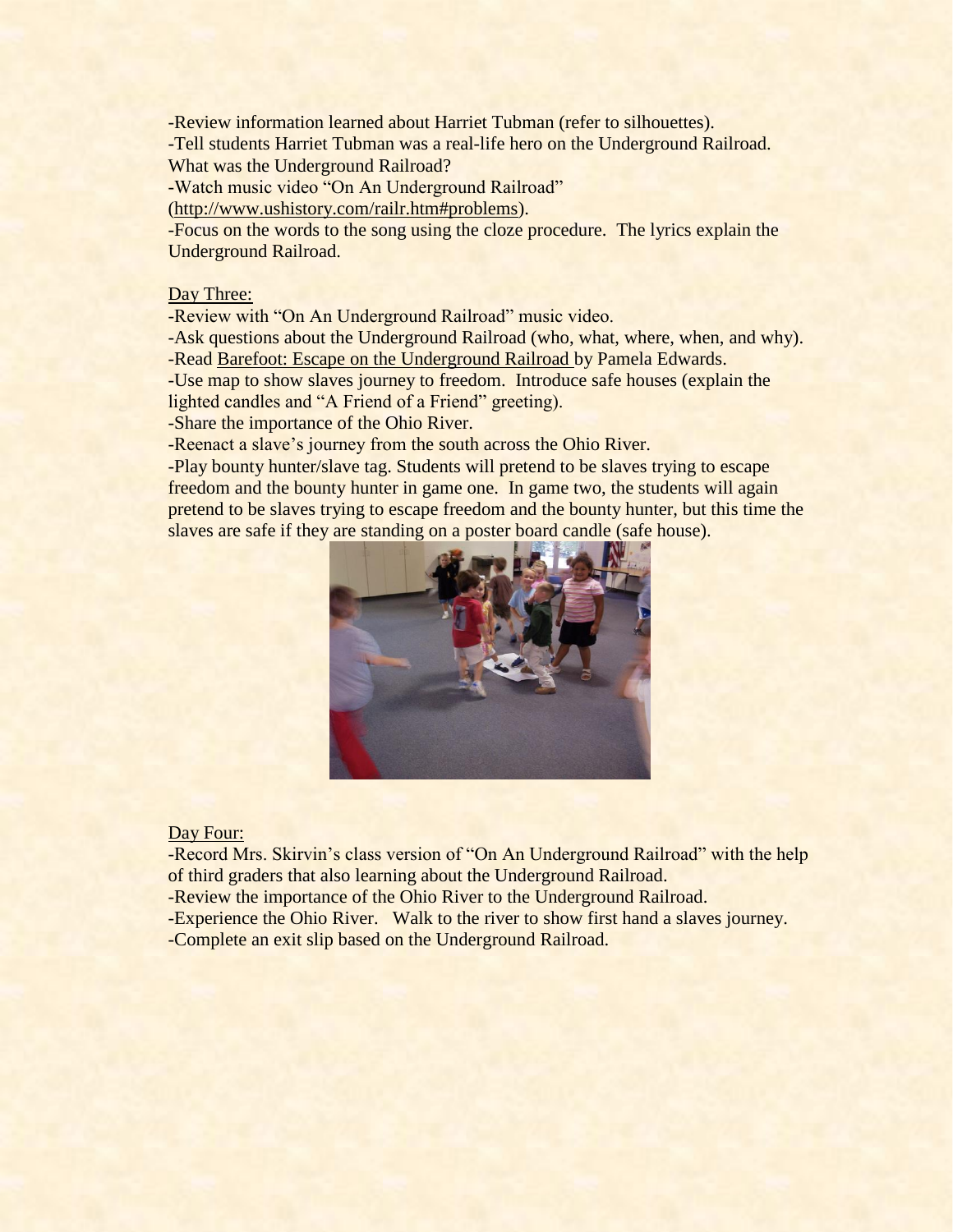-Review information learned about Harriet Tubman (refer to silhouettes).

-Tell students Harriet Tubman was a real-life hero on the Underground Railroad. What was the Underground Railroad?

-Watch music video "On An Underground Railroad" (http://www.ushistory.com/railr.htm#problems).

-Focus on the words to the song using the cloze procedure. The lyrics explain the Underground Railroad.

Day Three:

-Review with "On An Underground Railroad" music video.

-Ask questions about the Underground Railroad (who, what, where, when, and why).

-Read Barefoot: Escape on the Underground Railroad by Pamela Edwards.

-Use map to show slaves journey to freedom. Introduce safe houses (explain the lighted candles and "A Friend of a Friend" greeting).

-Share the importance of the Ohio River.

-Reenact a slave's journey from the south across the Ohio River.

-Play bounty hunter/slave tag. Students will pretend to be slaves trying to escape freedom and the bounty hunter in game one. In game two, the students will again pretend to be slaves trying to escape freedom and the bounty hunter, but this time the slaves are safe if they are standing on a poster board candle (safe house).

Day Four:

-Record Mrs. Skirvin's class version of "On An Underground Railroad" with the help of third graders that also learning about the Underground Railroad.

-Review the importance of the Ohio River to the Underground Railroad.

-Experience the Ohio River. Walk to the river to show first hand a slaves journey.

-Complete an exit slip based on the Underground Railroad.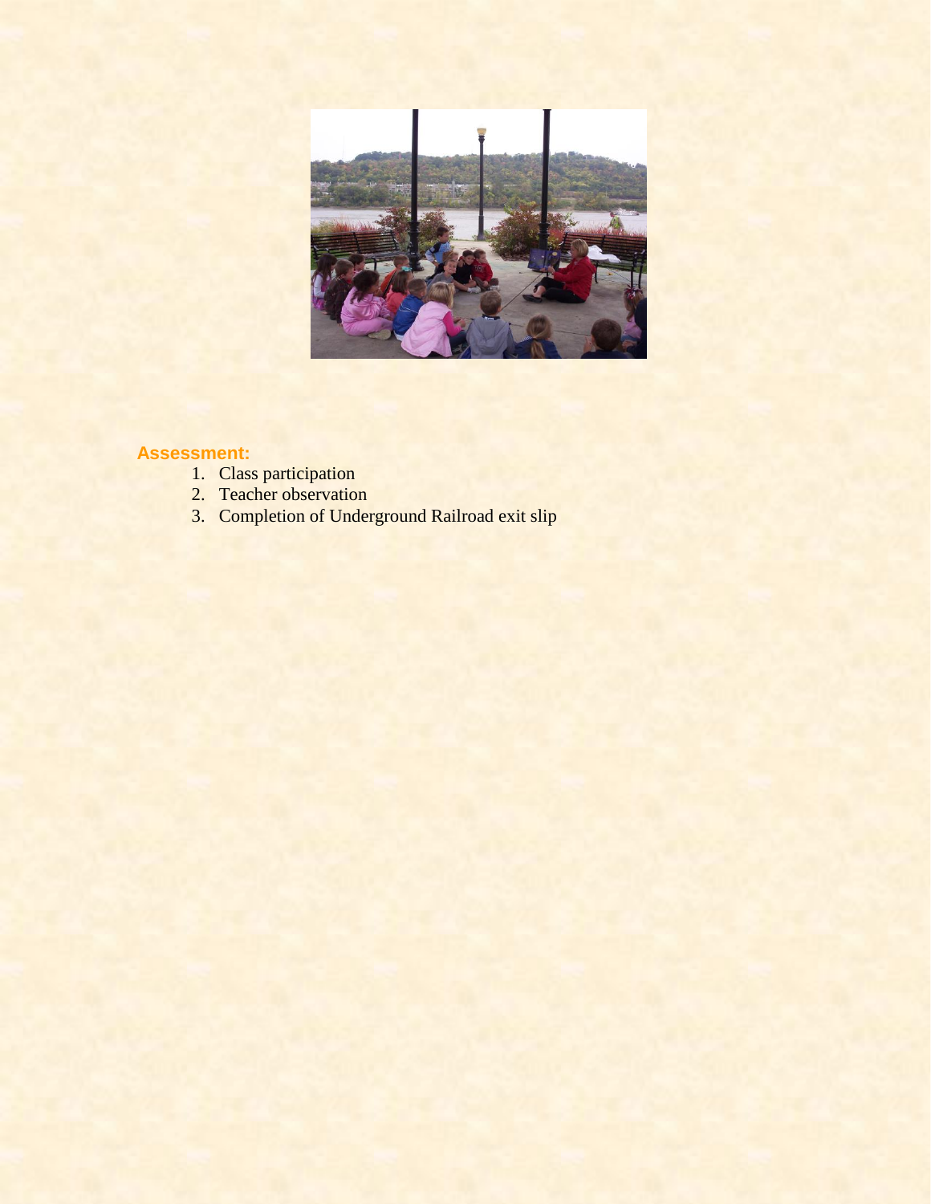**Assessment:**

1. Class participation
2. Teacher observation
3. Completion of Underground Railroad exit slip